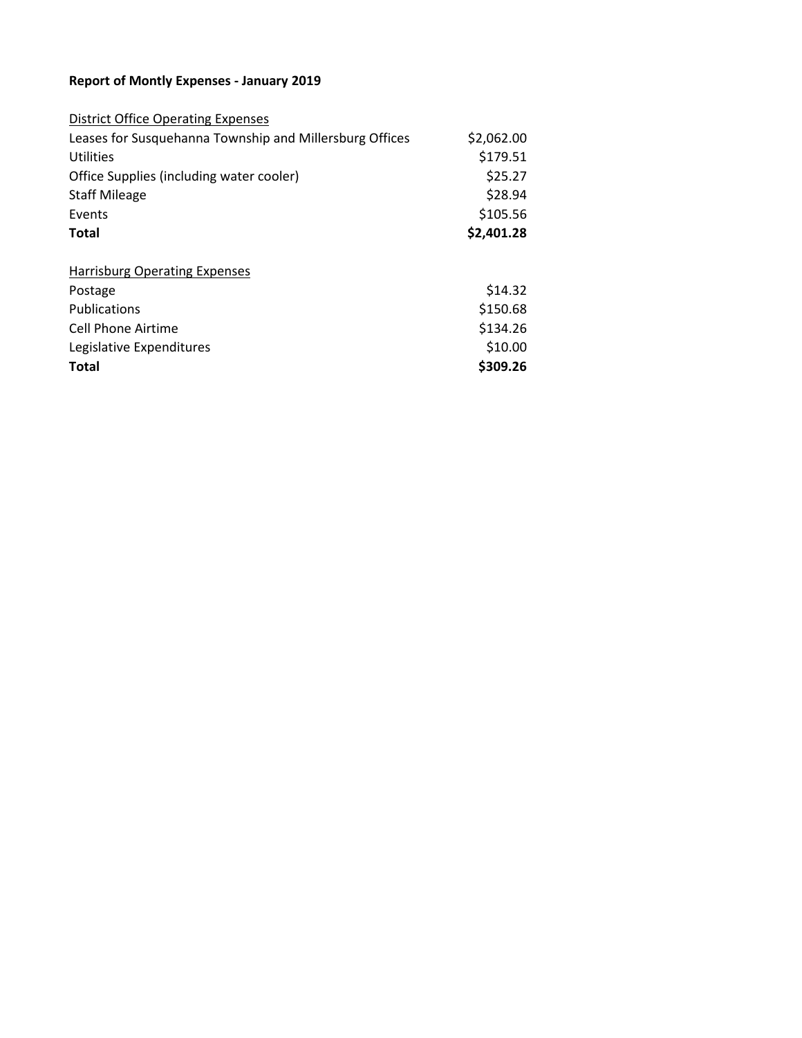**Report of Montly Expenses - January 2019**

| District Office Operating Expenses | |
|---|---|
| Leases for Susquehanna Township and Millersburg Offices | $2,062.00 |
| Utilities | $179.51 |
| Office Supplies (including water cooler) | $25.27 |
| Staff Mileage | $28.94 |
| Events | $105.56 |
| **Total** | **$2,401.28** |

| Harrisburg Operating Expenses | |
|---|---|
| Postage | $14.32 |
| Publications | $150.68 |
| Cell Phone Airtime | $134.26 |
| Legislative Expenditures | $10.00 |
| **Total** | **$309.26** |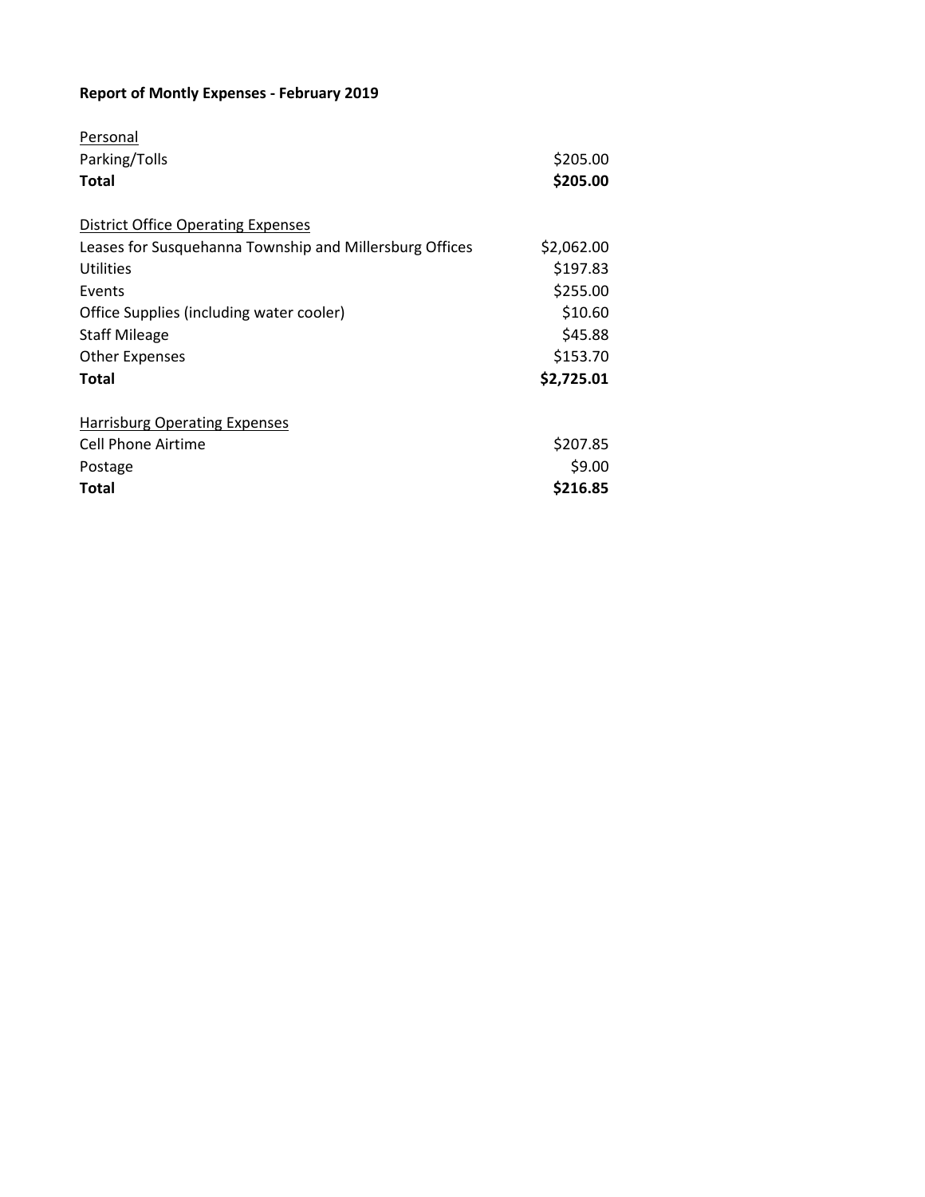**Report of Montly Expenses - February 2019**

| Personal | |
|---|---|
| Parking/Tolls | $205.00 |
| **Total** | **$205.00** |

| District Office Operating Expenses | |
|---|---|
| Leases for Susquehanna Township and Millersburg Offices | $2,062.00 |
| Utilities | $197.83 |
| Events | $255.00 |
| Office Supplies (including water cooler) | $10.60 |
| Staff Mileage | $45.88 |
| Other Expenses | $153.70 |
| **Total** | **$2,725.01** |

| Harrisburg Operating Expenses | |
|---|---|
| Cell Phone Airtime | $207.85 |
| Postage | $9.00 |
| **Total** | **$216.85** |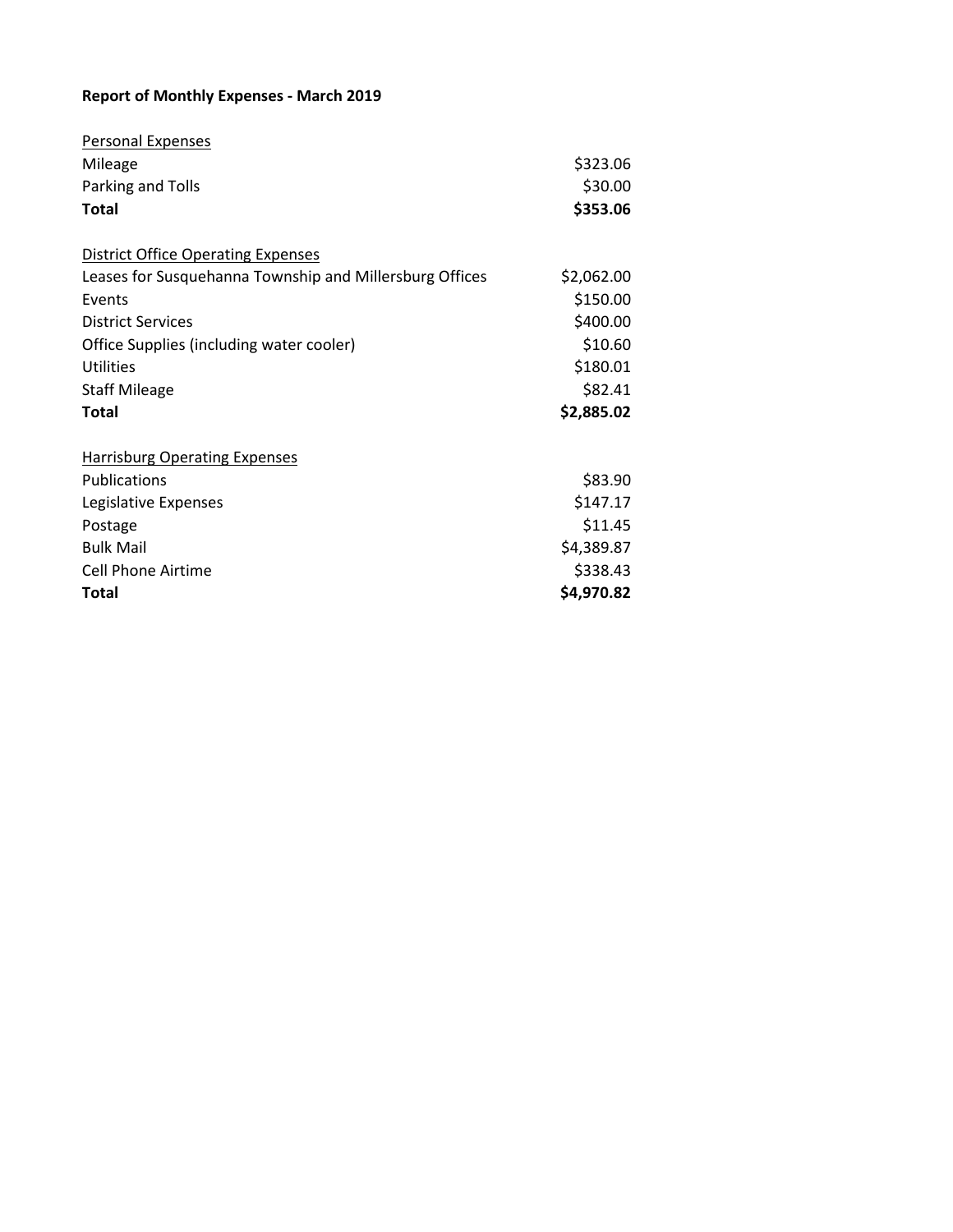**Report of Monthly Expenses - March 2019**

| Personal Expenses | |
|---|---|
| Mileage | $323.06 |
| Parking and Tolls | $30.00 |
| **Total** | **$353.06** |

| District Office Operating Expenses | |
|---|---|
| Leases for Susquehanna Township and Millersburg Offices | $2,062.00 |
| Events | $150.00 |
| District Services | $400.00 |
| Office Supplies (including water cooler) | $10.60 |
| Utilities | $180.01 |
| Staff Mileage | $82.41 |
| **Total** | **$2,885.02** |

| Harrisburg Operating Expenses | |
|---|---|
| Publications | $83.90 |
| Legislative Expenses | $147.17 |
| Postage | $11.45 |
| Bulk Mail | $4,389.87 |
| Cell Phone Airtime | $338.43 |
| **Total** | **$4,970.82** |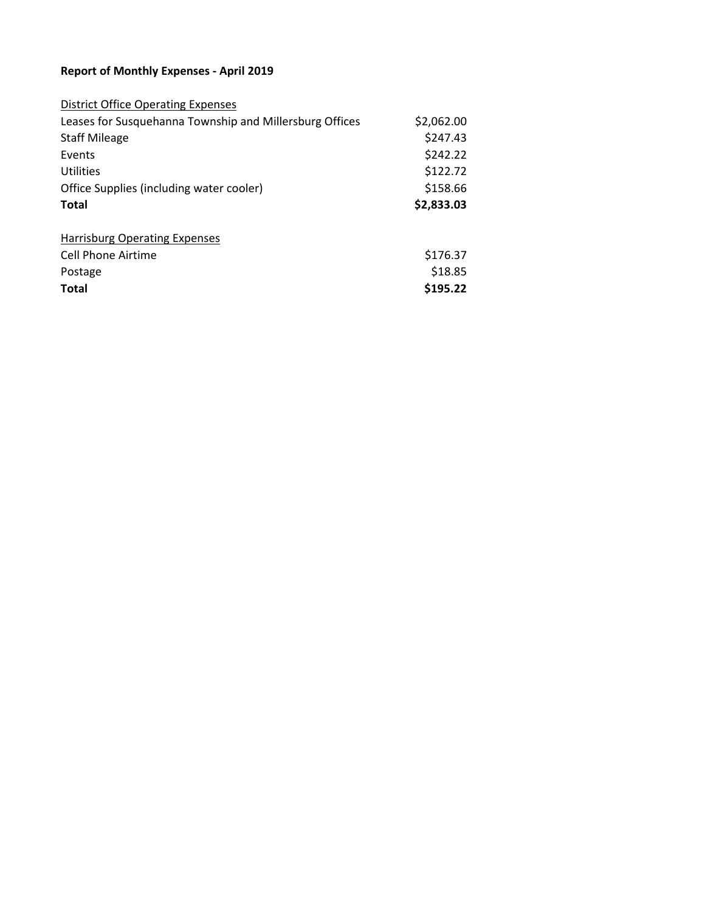**Report of Monthly Expenses - April 2019**

| District Office Operating Expenses | |
|---|---|
| Leases for Susquehanna Township and Millersburg Offices | \$2,062.00 |
| Staff Mileage | \$247.43 |
| Events | \$242.22 |
| Utilities | \$122.72 |
| Office Supplies (including water cooler) | \$158.66 |
| **Total** | **\$2,833.03** |

| Harrisburg Operating Expenses | |
|---|---|
| Cell Phone Airtime | \$176.37 |
| Postage | \$18.85 |
| **Total** | **\$195.22** |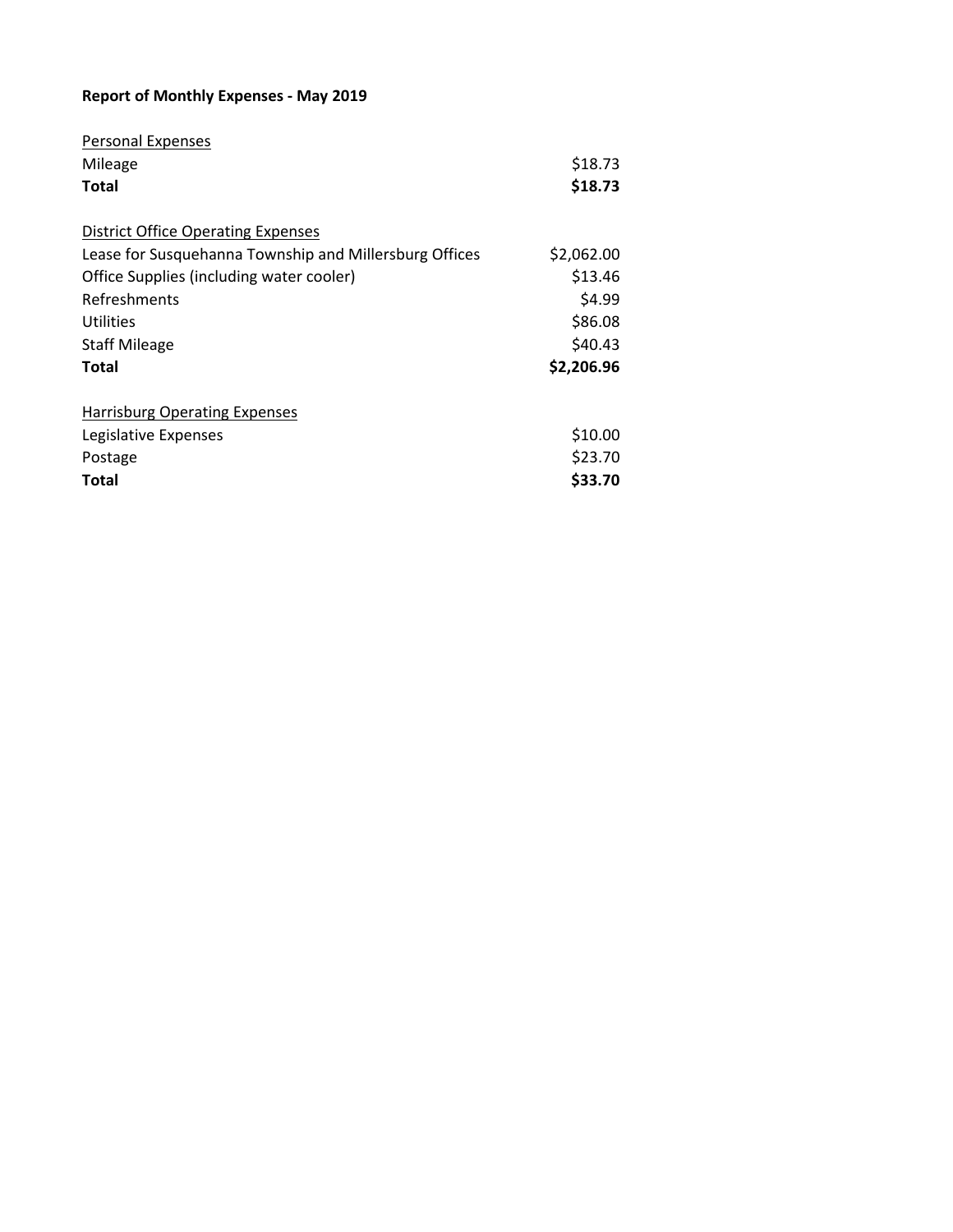**Report of Monthly Expenses - May 2019**

| Personal Expenses | |
|---|---|
| Mileage | $18.73 |
| **Total** | **$18.73** |

| District Office Operating Expenses | |
|---|---|
| Lease for Susquehanna Township and Millersburg Offices | $2,062.00 |
| Office Supplies (including water cooler) | $13.46 |
| Refreshments | $4.99 |
| Utilities | $86.08 |
| Staff Mileage | $40.43 |
| **Total** | **$2,206.96** |

| Harrisburg Operating Expenses | |
|---|---|
| Legislative Expenses | $10.00 |
| Postage | $23.70 |
| **Total** | **$33.70** |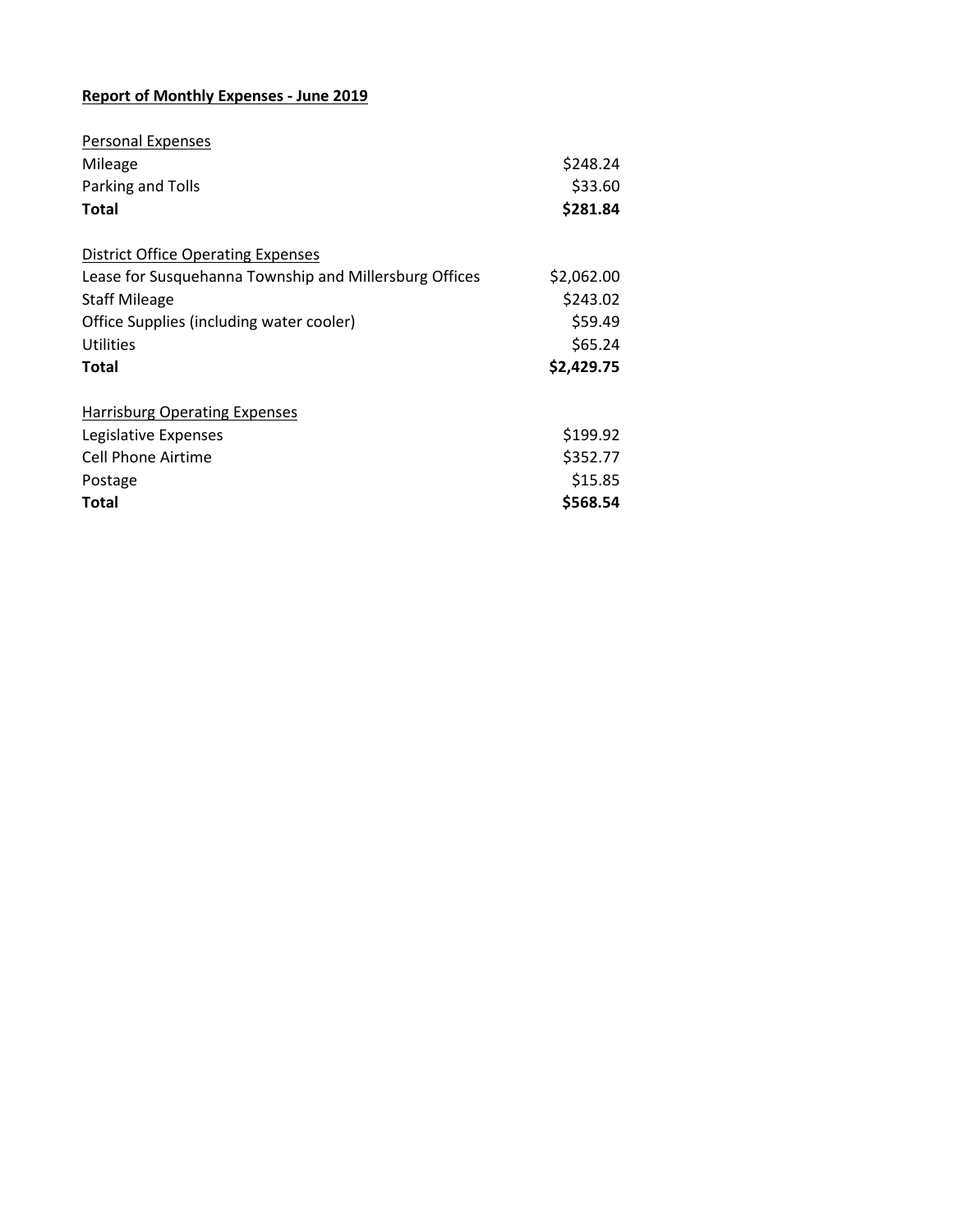**Report of Monthly Expenses - June 2019**

| Personal Expenses | |
|---|---|
| Mileage | $248.24 |
| Parking and Tolls | $33.60 |
| **Total** | **$281.84** |

| District Office Operating Expenses | |
|---|---|
| Lease for Susquehanna Township and Millersburg Offices | $2,062.00 |
| Staff Mileage | $243.02 |
| Office Supplies (including water cooler) | $59.49 |
| Utilities | $65.24 |
| **Total** | **$2,429.75** |

| Harrisburg Operating Expenses | |
|---|---|
| Legislative Expenses | $199.92 |
| Cell Phone Airtime | $352.77 |
| Postage | $15.85 |
| **Total** | **$568.54** |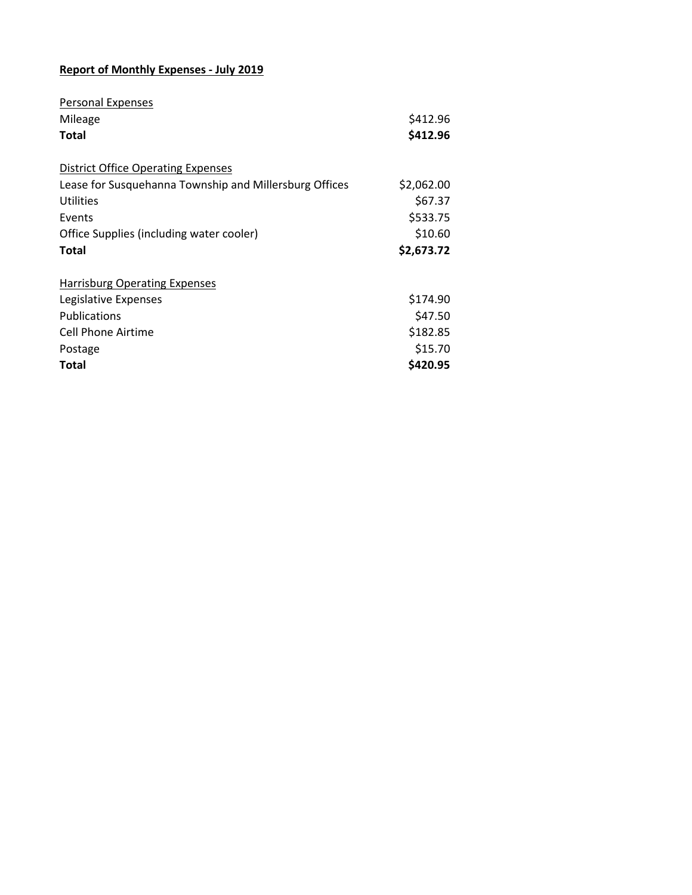**Report of Monthly Expenses - July 2019**

| Personal Expenses | |
|---|---|
| Mileage | $412.96 |
| **Total** | **$412.96** |

| District Office Operating Expenses | |
|---|---|
| Lease for Susquehanna Township and Millersburg Offices | $2,062.00 |
| Utilities | $67.37 |
| Events | $533.75 |
| Office Supplies (including water cooler) | $10.60 |
| **Total** | **$2,673.72** |

| Harrisburg Operating Expenses | |
|---|---|
| Legislative Expenses | $174.90 |
| Publications | $47.50 |
| Cell Phone Airtime | $182.85 |
| Postage | $15.70 |
| **Total** | **$420.95** |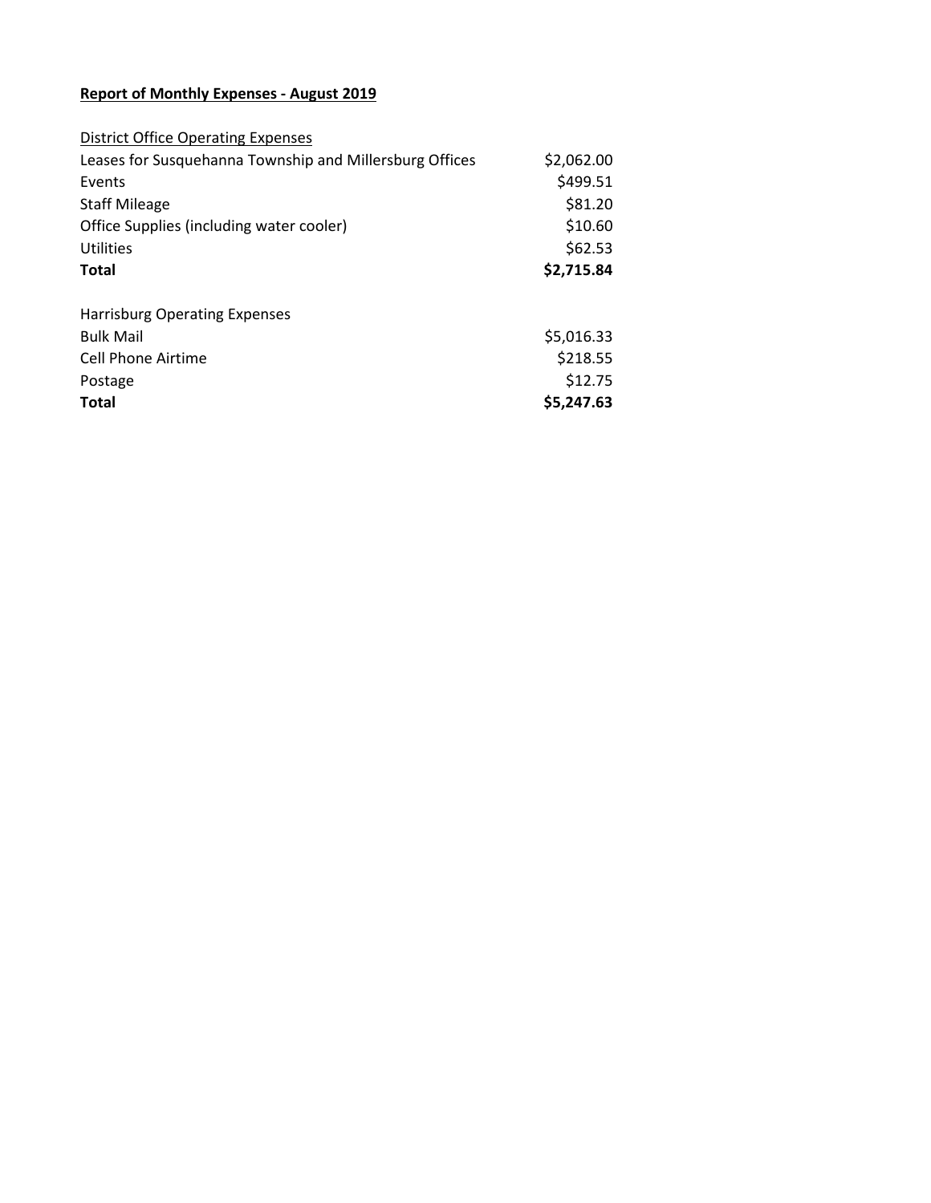**Report of Monthly Expenses - August 2019**

| District Office Operating Expenses | |
|---|---|
| Leases for Susquehanna Township and Millersburg Offices | $2,062.00 |
| Events | $499.51 |
| Staff Mileage | $81.20 |
| Office Supplies (including water cooler) | $10.60 |
| Utilities | $62.53 |
| **Total** | **$2,715.84** |

| Harrisburg Operating Expenses | |
|---|---|
| Bulk Mail | $5,016.33 |
| Cell Phone Airtime | $218.55 |
| Postage | $12.75 |
| **Total** | **$5,247.63** |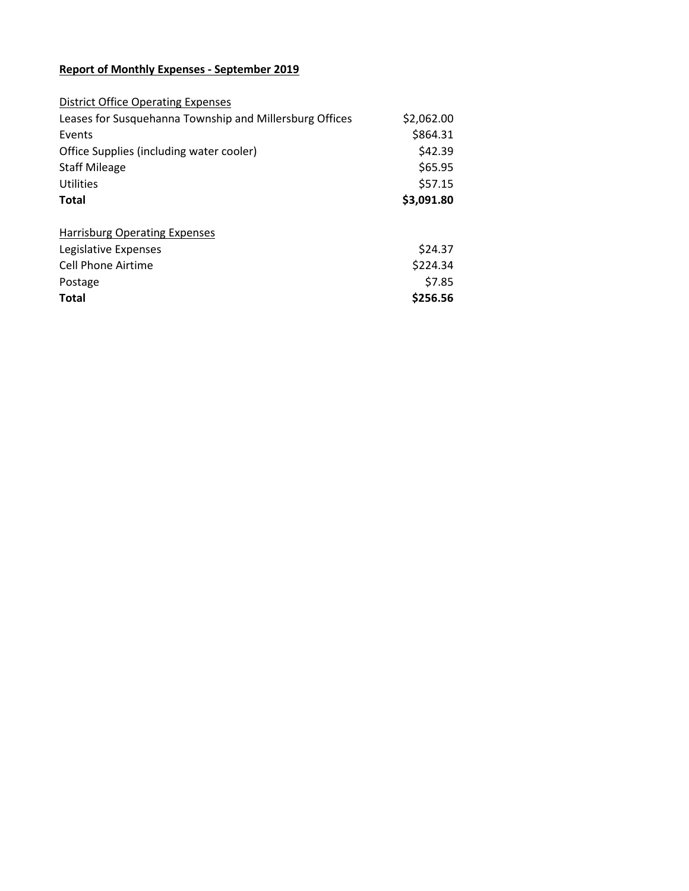**Report of Monthly Expenses - September 2019**

| District Office Operating Expenses | |
|---|---|
| Leases for Susquehanna Township and Millersburg Offices | $2,062.00 |
| Events | $864.31 |
| Office Supplies (including water cooler) | $42.39 |
| Staff Mileage | $65.95 |
| Utilities | $57.15 |
| **Total** | **$3,091.80** |

| Harrisburg Operating Expenses | |
|---|---|
| Legislative Expenses | $24.37 |
| Cell Phone Airtime | $224.34 |
| Postage | $7.85 |
| **Total** | **$256.56** |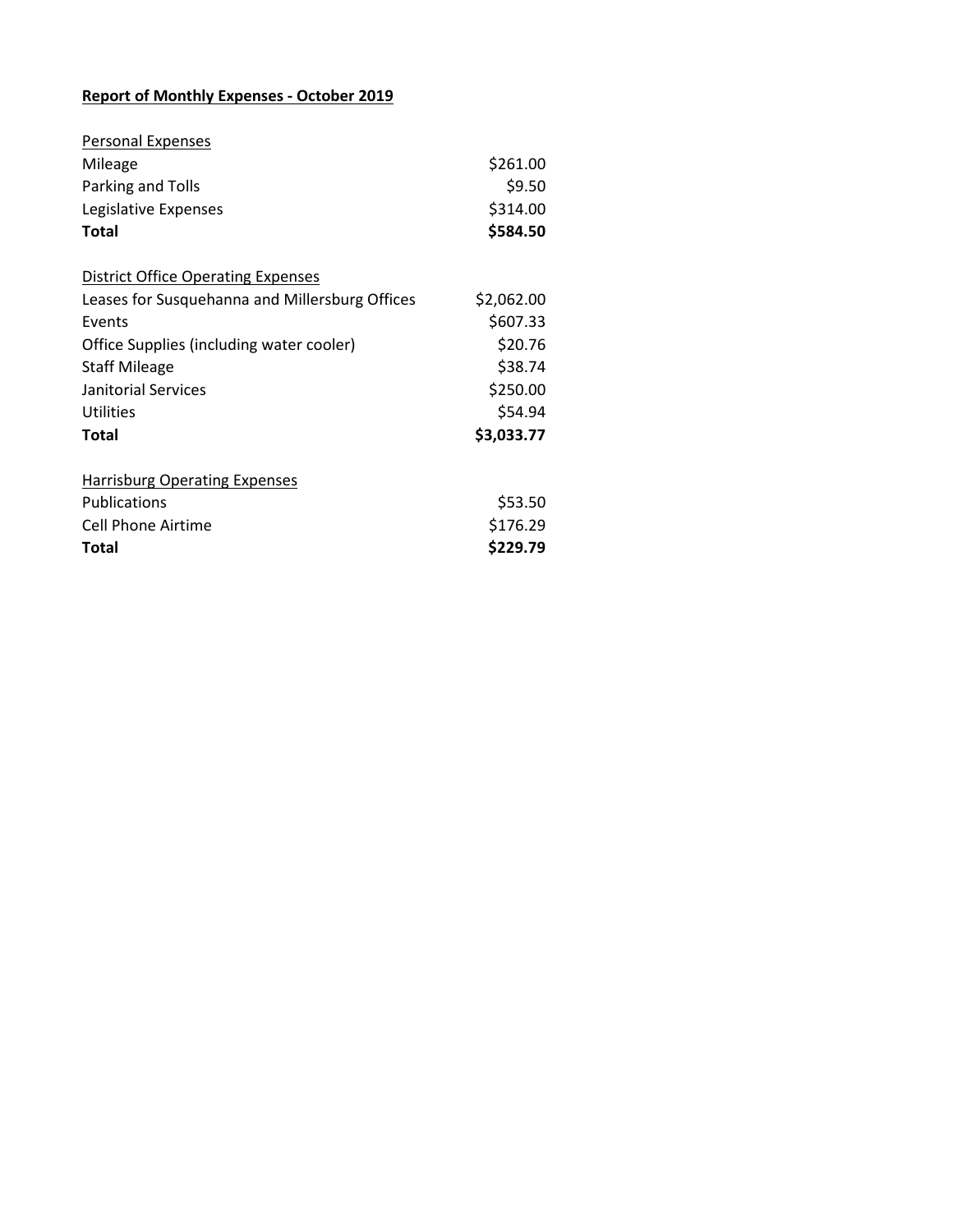**Report of Monthly Expenses - October 2019**

| Personal Expenses | |
|---|---|
| Mileage | $261.00 |
| Parking and Tolls | $9.50 |
| Legislative Expenses | $314.00 |
| **Total** | **$584.50** |

| District Office Operating Expenses | |
|---|---|
| Leases for Susquehanna and Millersburg Offices | $2,062.00 |
| Events | $607.33 |
| Office Supplies (including water cooler) | $20.76 |
| Staff Mileage | $38.74 |
| Janitorial Services | $250.00 |
| Utilities | $54.94 |
| **Total** | **$3,033.77** |

| Harrisburg Operating Expenses | |
|---|---|
| Publications | $53.50 |
| Cell Phone Airtime | $176.29 |
| **Total** | **$229.79** |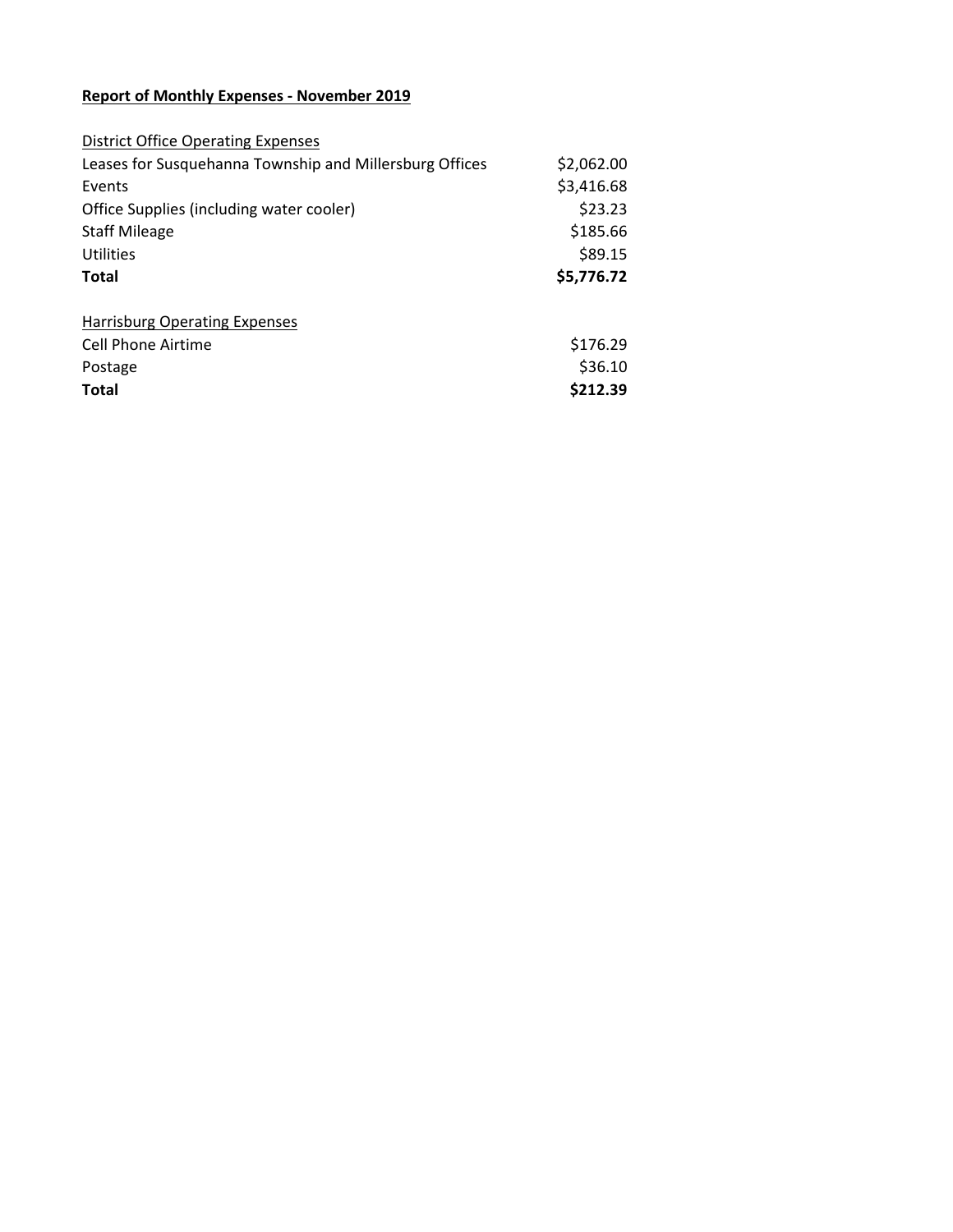**Report of Monthly Expenses - November 2019**

| District Office Operating Expenses | |
|---|---|
| Leases for Susquehanna Township and Millersburg Offices | $2,062.00 |
| Events | $3,416.68 |
| Office Supplies (including water cooler) | $23.23 |
| Staff Mileage | $185.66 |
| Utilities | $89.15 |
| **Total** | **$5,776.72** |

| Harrisburg Operating Expenses | |
|---|---|
| Cell Phone Airtime | $176.29 |
| Postage | $36.10 |
| **Total** | **$212.39** |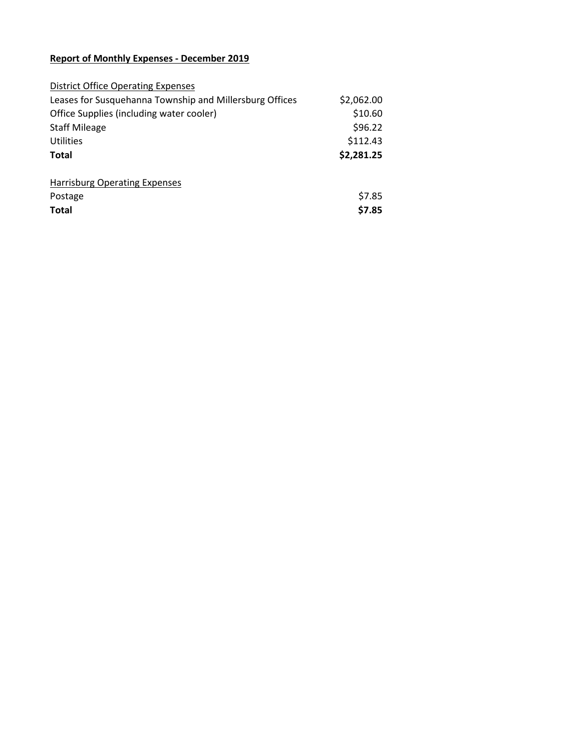**Report of Monthly Expenses - December 2019**

| | |
|---|---|
| District Office Operating Expenses | |
| Leases for Susquehanna Township and Millersburg Offices | $2,062.00 |
| Office Supplies (including water cooler) | $10.60 |
| Staff Mileage | $96.22 |
| Utilities | $112.43 |
| **Total** | **$2,281.25** |

| | |
|---|---|
| Harrisburg Operating Expenses | |
| Postage | $7.85 |
| **Total** | **$7.85** |